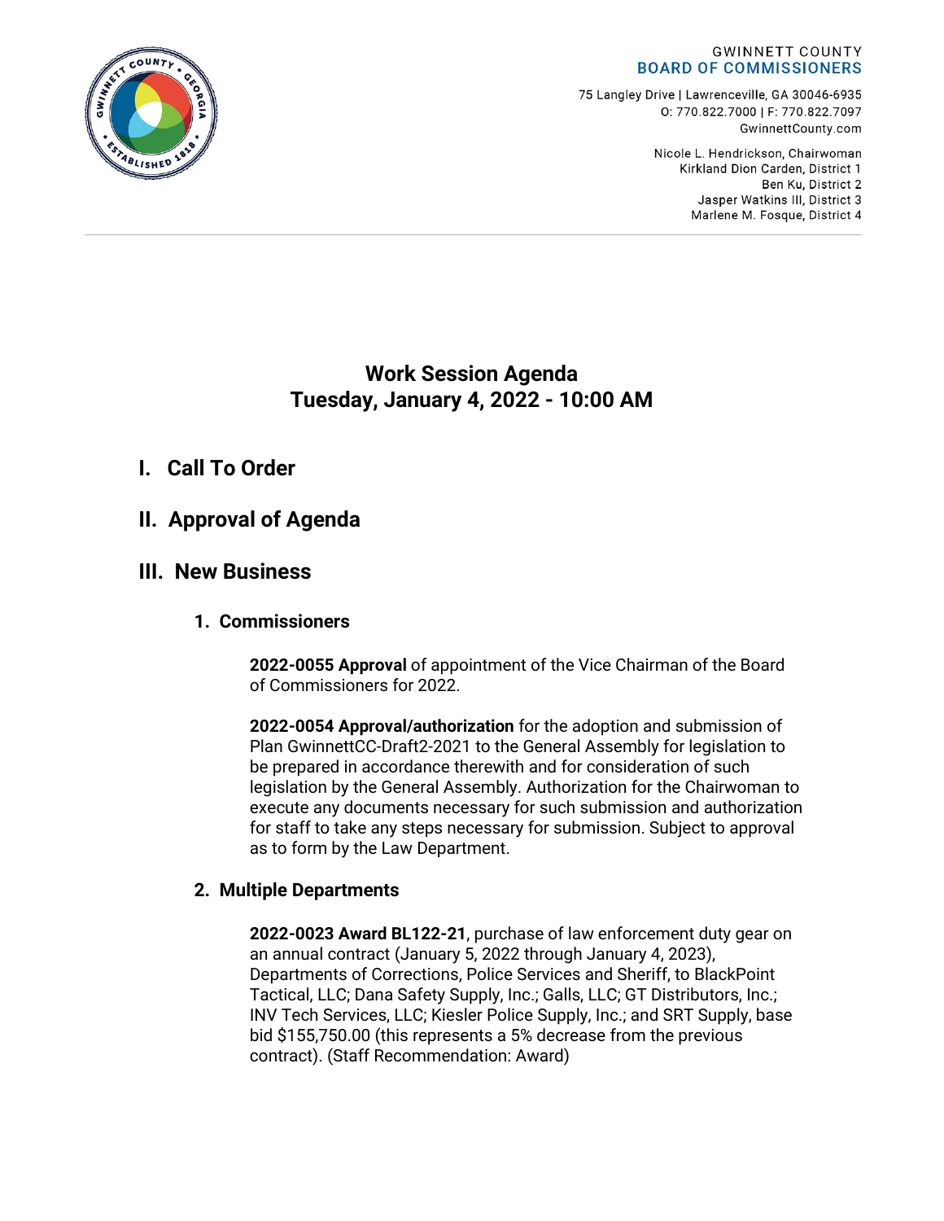GWINNETT COUNTY
BOARD OF COMMISSIONERS

75 Langley Drive | Lawrenceville, GA 30046-6935
O: 770.822.7000 | F: 770.822.7097
GwinnettCounty.com

Nicole L. Hendrickson, Chairwoman
Kirkland Dion Carden, District 1
Ben Ku, District 2
Jasper Watkins III, District 3
Marlene M. Fosque, District 4

# Work Session Agenda
# Tuesday, January 4, 2022 - 10:00 AM

## I. Call To Order

## II. Approval of Agenda

## III. New Business

### 1. Commissioners

**2022-0055 Approval** of appointment of the Vice Chairman of the Board of Commissioners for 2022.

**2022-0054 Approval/authorization** for the adoption and submission of Plan GwinnettCC-Draft2-2021 to the General Assembly for legislation to be prepared in accordance therewith and for consideration of such legislation by the General Assembly. Authorization for the Chairwoman to execute any documents necessary for such submission and authorization for staff to take any steps necessary for submission. Subject to approval as to form by the Law Department.

### 2. Multiple Departments

**2022-0023 Award BL122-21**, purchase of law enforcement duty gear on an annual contract (January 5, 2022 through January 4, 2023), Departments of Corrections, Police Services and Sheriff, to BlackPoint Tactical, LLC; Dana Safety Supply, Inc.; Galls, LLC; GT Distributors, Inc.; INV Tech Services, LLC; Kiesler Police Supply, Inc.; and SRT Supply, base bid $155,750.00 (this represents a 5% decrease from the previous contract). (Staff Recommendation: Award)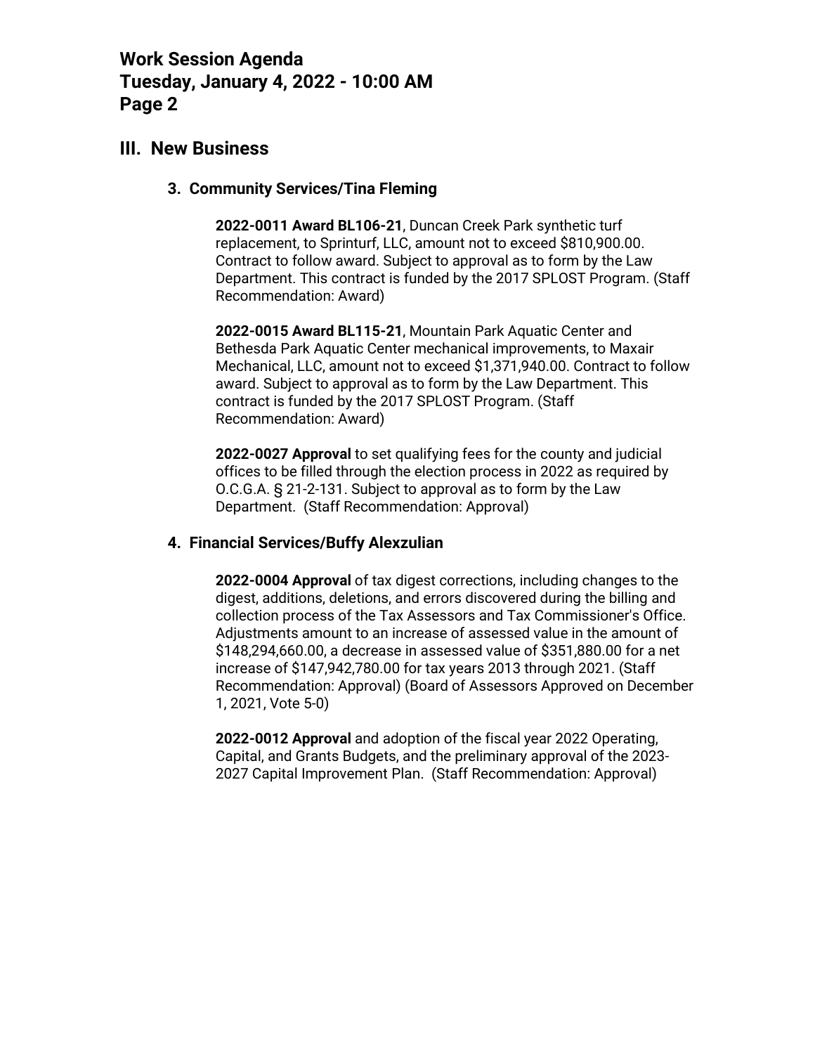## III. New Business

### 3. Community Services/Tina Fleming

**2022-0011 Award BL106-21**, Duncan Creek Park synthetic turf replacement, to Sprinturf, LLC, amount not to exceed $810,900.00. Contract to follow award. Subject to approval as to form by the Law Department. This contract is funded by the 2017 SPLOST Program. (Staff Recommendation: Award)

**2022-0015 Award BL115-21**, Mountain Park Aquatic Center and Bethesda Park Aquatic Center mechanical improvements, to Maxair Mechanical, LLC, amount not to exceed $1,371,940.00. Contract to follow award. Subject to approval as to form by the Law Department. This contract is funded by the 2017 SPLOST Program. (Staff Recommendation: Award)

**2022-0027 Approval** to set qualifying fees for the county and judicial offices to be filled through the election process in 2022 as required by O.C.G.A. § 21-2-131. Subject to approval as to form by the Law Department. (Staff Recommendation: Approval)

### 4. Financial Services/Buffy Alexzulian

**2022-0004 Approval** of tax digest corrections, including changes to the digest, additions, deletions, and errors discovered during the billing and collection process of the Tax Assessors and Tax Commissioner's Office. Adjustments amount to an increase of assessed value in the amount of $148,294,660.00, a decrease in assessed value of $351,880.00 for a net increase of $147,942,780.00 for tax years 2013 through 2021. (Staff Recommendation: Approval) (Board of Assessors Approved on December 1, 2021, Vote 5-0)

**2022-0012 Approval** and adoption of the fiscal year 2022 Operating, Capital, and Grants Budgets, and the preliminary approval of the 2023-2027 Capital Improvement Plan. (Staff Recommendation: Approval)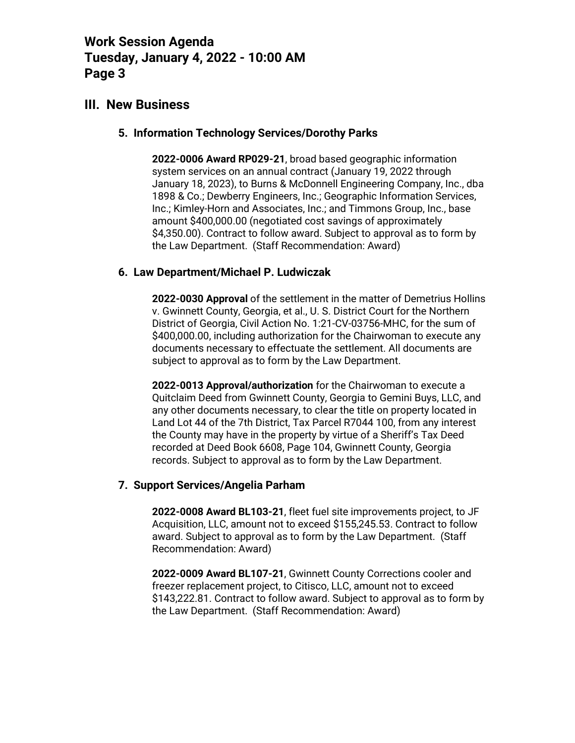## III. New Business

### 5. Information Technology Services/Dorothy Parks

**2022-0006 Award RP029-21**, broad based geographic information system services on an annual contract (January 19, 2022 through January 18, 2023), to Burns & McDonnell Engineering Company, Inc., dba 1898 & Co.; Dewberry Engineers, Inc.; Geographic Information Services, Inc.; Kimley-Horn and Associates, Inc.; and Timmons Group, Inc., base amount $400,000.00 (negotiated cost savings of approximately $4,350.00). Contract to follow award. Subject to approval as to form by the Law Department. (Staff Recommendation: Award)

### 6. Law Department/Michael P. Ludwiczak

**2022-0030 Approval** of the settlement in the matter of Demetrius Hollins v. Gwinnett County, Georgia, et al., U. S. District Court for the Northern District of Georgia, Civil Action No. 1:21-CV-03756-MHC, for the sum of $400,000.00, including authorization for the Chairwoman to execute any documents necessary to effectuate the settlement. All documents are subject to approval as to form by the Law Department.

**2022-0013 Approval/authorization** for the Chairwoman to execute a Quitclaim Deed from Gwinnett County, Georgia to Gemini Buys, LLC, and any other documents necessary, to clear the title on property located in Land Lot 44 of the 7th District, Tax Parcel R7044 100, from any interest the County may have in the property by virtue of a Sheriff's Tax Deed recorded at Deed Book 6608, Page 104, Gwinnett County, Georgia records. Subject to approval as to form by the Law Department.

### 7. Support Services/Angelia Parham

**2022-0008 Award BL103-21**, fleet fuel site improvements project, to JF Acquisition, LLC, amount not to exceed $155,245.53. Contract to follow award. Subject to approval as to form by the Law Department. (Staff Recommendation: Award)

**2022-0009 Award BL107-21**, Gwinnett County Corrections cooler and freezer replacement project, to Citisco, LLC, amount not to exceed $143,222.81. Contract to follow award. Subject to approval as to form by the Law Department. (Staff Recommendation: Award)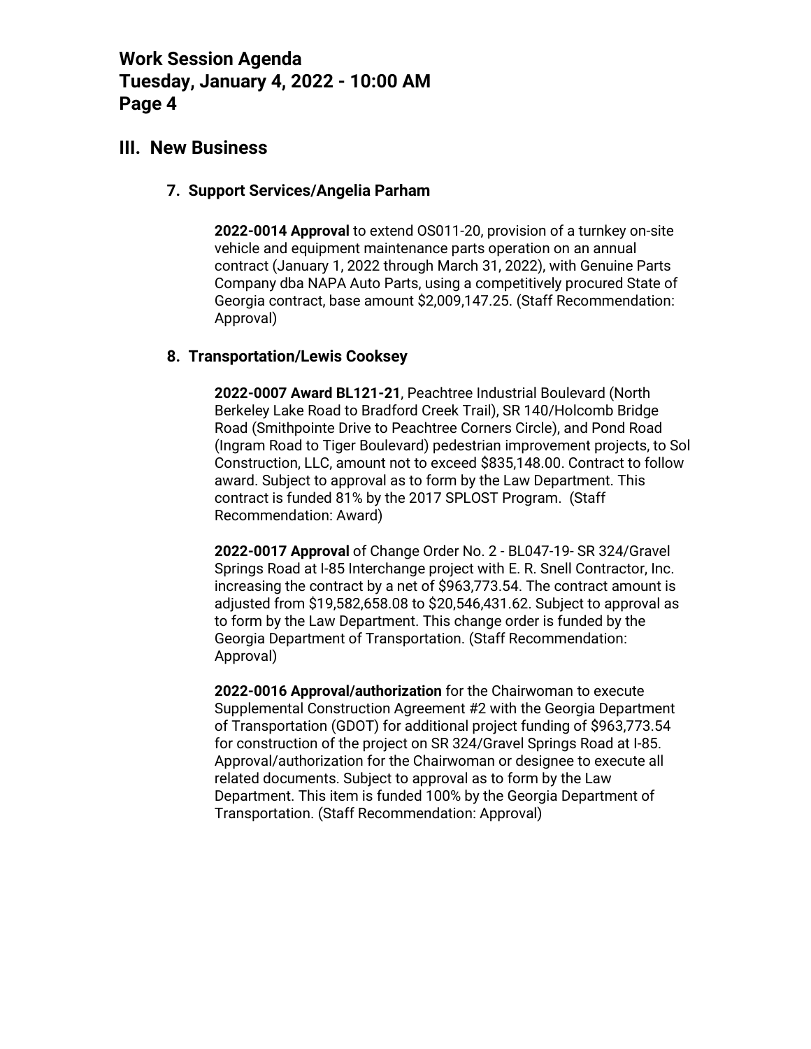## III. New Business

### 7. Support Services/Angelia Parham

**2022-0014 Approval** to extend OS011-20, provision of a turnkey on-site vehicle and equipment maintenance parts operation on an annual contract (January 1, 2022 through March 31, 2022), with Genuine Parts Company dba NAPA Auto Parts, using a competitively procured State of Georgia contract, base amount $2,009,147.25. (Staff Recommendation: Approval)

### 8. Transportation/Lewis Cooksey

**2022-0007 Award BL121-21**, Peachtree Industrial Boulevard (North Berkeley Lake Road to Bradford Creek Trail), SR 140/Holcomb Bridge Road (Smithpointe Drive to Peachtree Corners Circle), and Pond Road (Ingram Road to Tiger Boulevard) pedestrian improvement projects, to Sol Construction, LLC, amount not to exceed $835,148.00. Contract to follow award. Subject to approval as to form by the Law Department. This contract is funded 81% by the 2017 SPLOST Program. (Staff Recommendation: Award)

**2022-0017 Approval** of Change Order No. 2 - BL047-19- SR 324/Gravel Springs Road at I-85 Interchange project with E. R. Snell Contractor, Inc. increasing the contract by a net of $963,773.54. The contract amount is adjusted from $19,582,658.08 to $20,546,431.62. Subject to approval as to form by the Law Department. This change order is funded by the Georgia Department of Transportation. (Staff Recommendation: Approval)

**2022-0016 Approval/authorization** for the Chairwoman to execute Supplemental Construction Agreement #2 with the Georgia Department of Transportation (GDOT) for additional project funding of $963,773.54 for construction of the project on SR 324/Gravel Springs Road at I-85. Approval/authorization for the Chairwoman or designee to execute all related documents. Subject to approval as to form by the Law Department. This item is funded 100% by the Georgia Department of Transportation. (Staff Recommendation: Approval)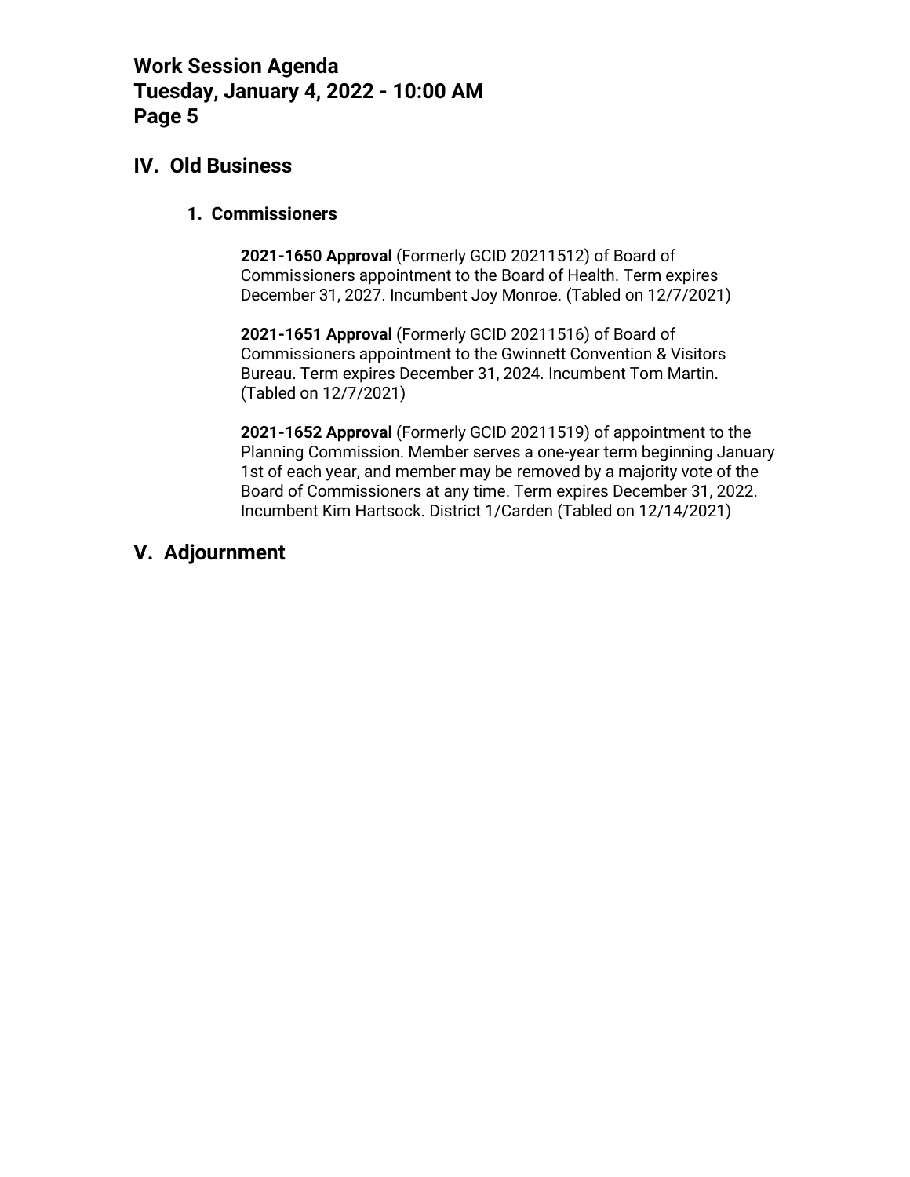## IV. Old Business

### 1. Commissioners

**2021-1650 Approval** (Formerly GCID 20211512) of Board of Commissioners appointment to the Board of Health. Term expires December 31, 2027. Incumbent Joy Monroe. (Tabled on 12/7/2021)

**2021-1651 Approval** (Formerly GCID 20211516) of Board of Commissioners appointment to the Gwinnett Convention & Visitors Bureau. Term expires December 31, 2024. Incumbent Tom Martin. (Tabled on 12/7/2021)

**2021-1652 Approval** (Formerly GCID 20211519) of appointment to the Planning Commission. Member serves a one-year term beginning January 1st of each year, and member may be removed by a majority vote of the Board of Commissioners at any time. Term expires December 31, 2022. Incumbent Kim Hartsock. District 1/Carden (Tabled on 12/14/2021)

## V. Adjournment